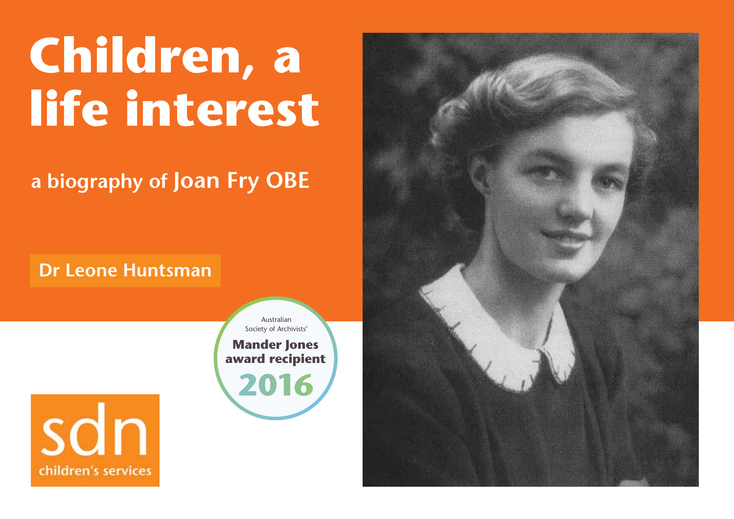# Children, a life interest

## a biography of Joan Fry OBE

**Dr Leone Huntsman**

Australian Society of Archivists'

**Mander Jones award recipient**

**2016**

sdn

children's services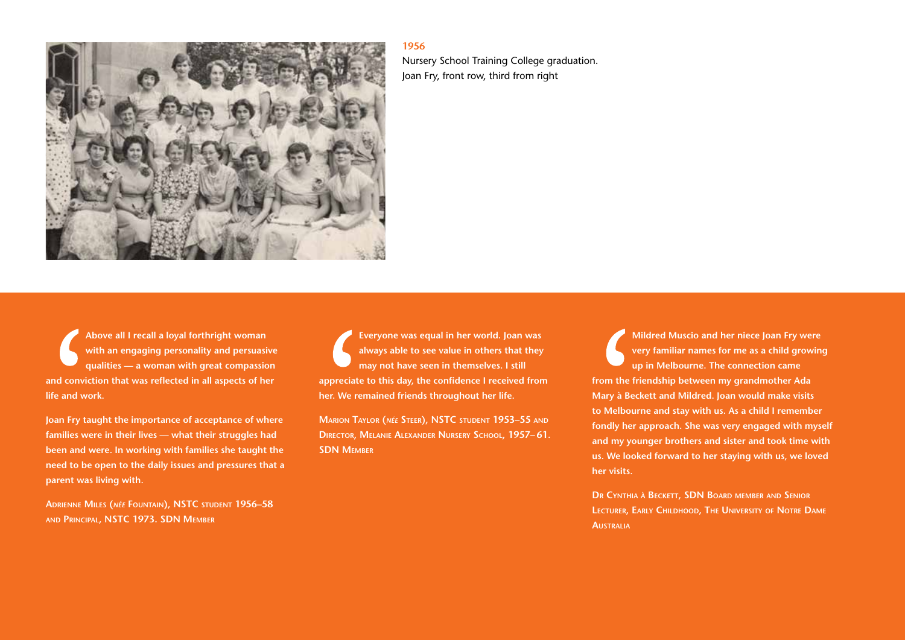**1956**

Nursery School Training College graduation.
Joan Fry, front row, third from right

**Above all I recall a loyal forthright woman with an engaging personality and persuasive qualities — a woman with great compassion and conviction that was reflected in all aspects of her life and work.**

**Joan Fry taught the importance of acceptance of where families were in their lives — what their struggles had been and were. In working with families she taught the need to be open to the daily issues and pressures that a parent was living with.**

**Adrienne Miles (*née* Fountain), NSTC student 1956–58 and Principal, NSTC 1973. SDN Member**

**Everyone was equal in her world. Joan was always able to see value in others that they may not have seen in themselves. I still appreciate to this day, the confidence I received from her. We remained friends throughout her life.**

**Marion Taylor (*née* Steer), NSTC student 1953–55 and Director, Melanie Alexander Nursery School, 1957–61. SDN Member**

**Mildred Muscio and her niece Joan Fry were very familiar names for me as a child growing up in Melbourne. The connection came from the friendship between my grandmother Ada Mary à Beckett and Mildred. Joan would make visits to Melbourne and stay with us. As a child I remember fondly her approach. She was very engaged with myself and my younger brothers and sister and took time with us. We looked forward to her staying with us, we loved her visits.**

**Dr Cynthia à Beckett, SDN Board member and Senior Lecturer, Early Childhood, The University of Notre Dame Australia**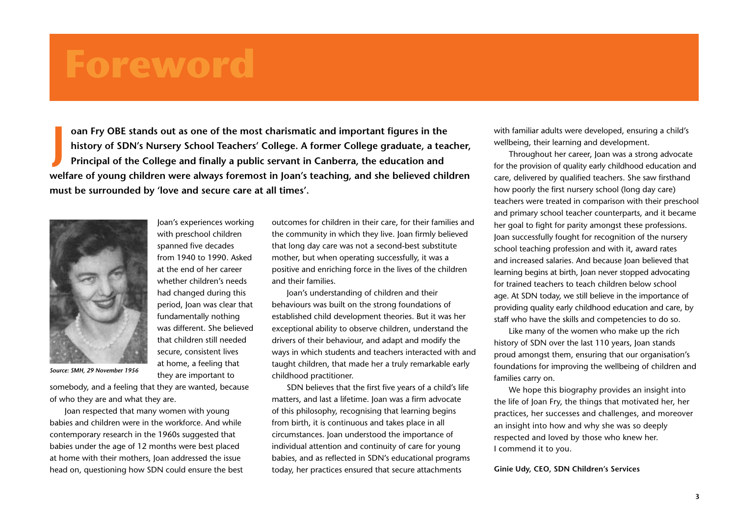# Foreword

**Joan Fry OBE stands out as one of the most charismatic and important figures in the history of SDN's Nursery School Teachers' College. A former College graduate, a teacher, Principal of the College and finally a public servant in Canberra, the education and welfare of young children were always foremost in Joan's teaching, and she believed children must be surrounded by 'love and secure care at all times'.**

*Source: SMH, 29 November 1956*

Joan's experiences working with preschool children spanned five decades from 1940 to 1990. Asked at the end of her career whether children's needs had changed during this period, Joan was clear that fundamentally nothing was different. She believed that children still needed secure, consistent lives at home, a feeling that they are important to somebody, and a feeling that they are wanted, because of who they are and what they are.

Joan respected that many women with young babies and children were in the workforce. And while contemporary research in the 1960s suggested that babies under the age of 12 months were best placed at home with their mothers, Joan addressed the issue head on, questioning how SDN could ensure the best outcomes for children in their care, for their families and the community in which they live. Joan firmly believed that long day care was not a second-best substitute mother, but when operating successfully, it was a positive and enriching force in the lives of the children and their families.

Joan's understanding of children and their behaviours was built on the strong foundations of established child development theories. But it was her exceptional ability to observe children, understand the drivers of their behaviour, and adapt and modify the ways in which students and teachers interacted with and taught children, that made her a truly remarkable early childhood practitioner.

SDN believes that the first five years of a child's life matters, and last a lifetime. Joan was a firm advocate of this philosophy, recognising that learning begins from birth, it is continuous and takes place in all circumstances. Joan understood the importance of individual attention and continuity of care for young babies, and as reflected in SDN's educational programs today, her practices ensured that secure attachments with familiar adults were developed, ensuring a child's wellbeing, their learning and development.

Throughout her career, Joan was a strong advocate for the provision of quality early childhood education and care, delivered by qualified teachers. She saw firsthand how poorly the first nursery school (long day care) teachers were treated in comparison with their preschool and primary school teacher counterparts, and it became her goal to fight for parity amongst these professions. Joan successfully fought for recognition of the nursery school teaching profession and with it, award rates and increased salaries. And because Joan believed that learning begins at birth, Joan never stopped advocating for trained teachers to teach children below school age. At SDN today, we still believe in the importance of providing quality early childhood education and care, by staff who have the skills and competencies to do so.

Like many of the women who make up the rich history of SDN over the last 110 years, Joan stands proud amongst them, ensuring that our organisation's foundations for improving the wellbeing of children and families carry on.

We hope this biography provides an insight into the life of Joan Fry, the things that motivated her, her practices, her successes and challenges, and moreover an insight into how and why she was so deeply respected and loved by those who knew her. I commend it to you.

**Ginie Udy, CEO, SDN Children's Services**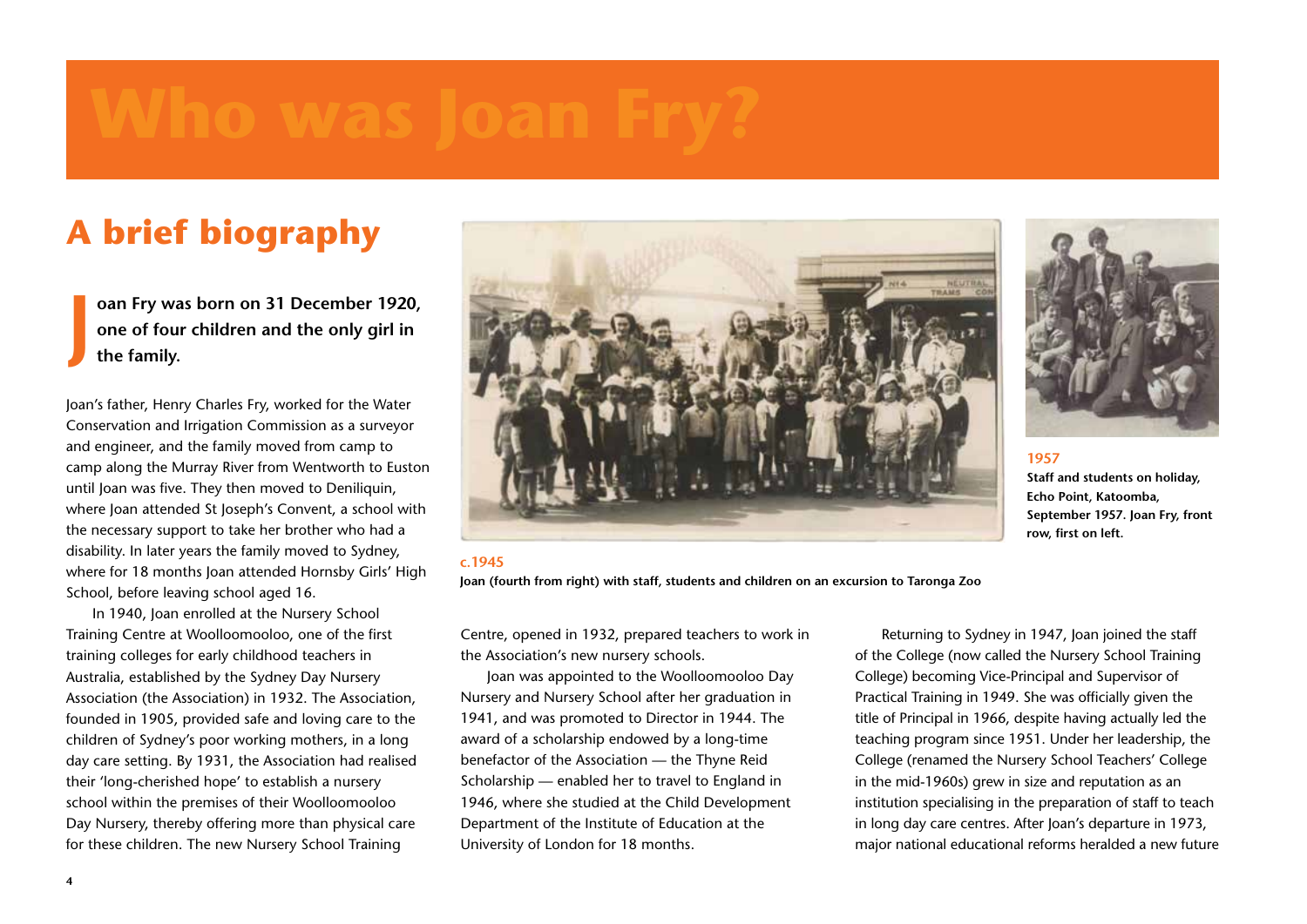# Who was Joan Fry?

## A brief biography

**Joan Fry was born on 31 December 1920, one of four children and the only girl in the family.**

Joan's father, Henry Charles Fry, worked for the Water Conservation and Irrigation Commission as a surveyor and engineer, and the family moved from camp to camp along the Murray River from Wentworth to Euston until Joan was five. They then moved to Deniliquin, where Joan attended St Joseph's Convent, a school with the necessary support to take her brother who had a disability. In later years the family moved to Sydney, where for 18 months Joan attended Hornsby Girls' High School, before leaving school aged 16.

In 1940, Joan enrolled at the Nursery School Training Centre at Woolloomooloo, one of the first training colleges for early childhood teachers in Australia, established by the Sydney Day Nursery Association (the Association) in 1932. The Association, founded in 1905, provided safe and loving care to the children of Sydney's poor working mothers, in a long day care setting. By 1931, the Association had realised their 'long-cherished hope' to establish a nursery school within the premises of their Woolloomooloo Day Nursery, thereby offering more than physical care for these children. The new Nursery School Training Centre, opened in 1932, prepared teachers to work in the Association's new nursery schools.

Joan was appointed to the Woolloomooloo Day Nursery and Nursery School after her graduation in 1941, and was promoted to Director in 1944. The award of a scholarship endowed by a long-time benefactor of the Association — the Thyne Reid Scholarship — enabled her to travel to England in 1946, where she studied at the Child Development Department of the Institute of Education at the University of London for 18 months.

Returning to Sydney in 1947, Joan joined the staff of the College (now called the Nursery School Training College) becoming Vice-Principal and Supervisor of Practical Training in 1949. She was officially given the title of Principal in 1966, despite having actually led the teaching program since 1951. Under her leadership, the College (renamed the Nursery School Teachers' College in the mid-1960s) grew in size and reputation as an institution specialising in the preparation of staff to teach in long day care centres. After Joan's departure in 1973, major national educational reforms heralded a new future

**c.1945**
**Joan (fourth from right) with staff, students and children on an excursion to Taronga Zoo**

**1957**
**Staff and students on holiday, Echo Point, Katoomba, September 1957. Joan Fry, front row, first on left.**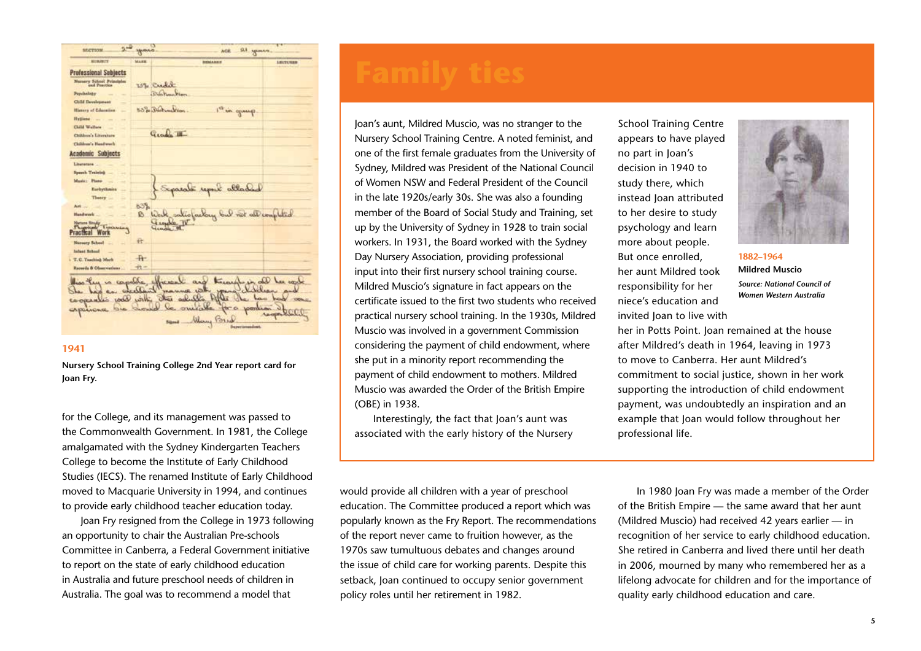1941

**Nursery School Training College 2nd Year report card for Joan Fry.**

for the College, and its management was passed to the Commonwealth Government. In 1981, the College amalgamated with the Sydney Kindergarten Teachers College to become the Institute of Early Childhood Studies (IECS). The renamed Institute of Early Childhood moved to Macquarie University in 1994, and continues to provide early childhood teacher education today.

Joan Fry resigned from the College in 1973 following an opportunity to chair the Australian Pre-schools Committee in Canberra, a Federal Government initiative to report on the state of early childhood education in Australia and future preschool needs of children in Australia. The goal was to recommend a model that would provide all children with a year of preschool education. The Committee produced a report which was popularly known as the Fry Report. The recommendations of the report never came to fruition however, as the 1970s saw tumultuous debates and changes around the issue of child care for working parents. Despite this setback, Joan continued to occupy senior government policy roles until her retirement in 1982.

In 1980 Joan Fry was made a member of the Order of the British Empire — the same award that her aunt (Mildred Muscio) had received 42 years earlier — in recognition of her service to early childhood education. She retired in Canberra and lived there until her death in 2006, mourned by many who remembered her as a lifelong advocate for children and for the importance of quality early childhood education and care.

# Family ties

Joan's aunt, Mildred Muscio, was no stranger to the Nursery School Training Centre. A noted feminist, and one of the first female graduates from the University of Sydney, Mildred was President of the National Council of Women NSW and Federal President of the Council in the late 1920s/early 30s. She was also a founding member of the Board of Social Study and Training, set up by the University of Sydney in 1928 to train social workers. In 1931, the Board worked with the Sydney Day Nursery Association, providing professional input into their first nursery school training course. Mildred Muscio's signature in fact appears on the certificate issued to the first two students who received practical nursery school training. In the 1930s, Mildred Muscio was involved in a government Commission considering the payment of child endowment, where she put in a minority report recommending the payment of child endowment to mothers. Mildred Muscio was awarded the Order of the British Empire (OBE) in 1938.

Interestingly, the fact that Joan's aunt was associated with the early history of the Nursery School Training Centre appears to have played no part in Joan's decision in 1940 to study there, which instead Joan attributed to her desire to study psychology and learn more about people. But once enrolled, her aunt Mildred took responsibility for her niece's education and invited Joan to live with her in Potts Point. Joan remained at the house after Mildred's death in 1964, leaving in 1973 to move to Canberra. Her aunt Mildred's commitment to social justice, shown in her work supporting the introduction of child endowment payment, was undoubtedly an inspiration and an example that Joan would follow throughout her professional life.

1882–1964

**Mildred Muscio**

*Source: National Council of Women Western Australia*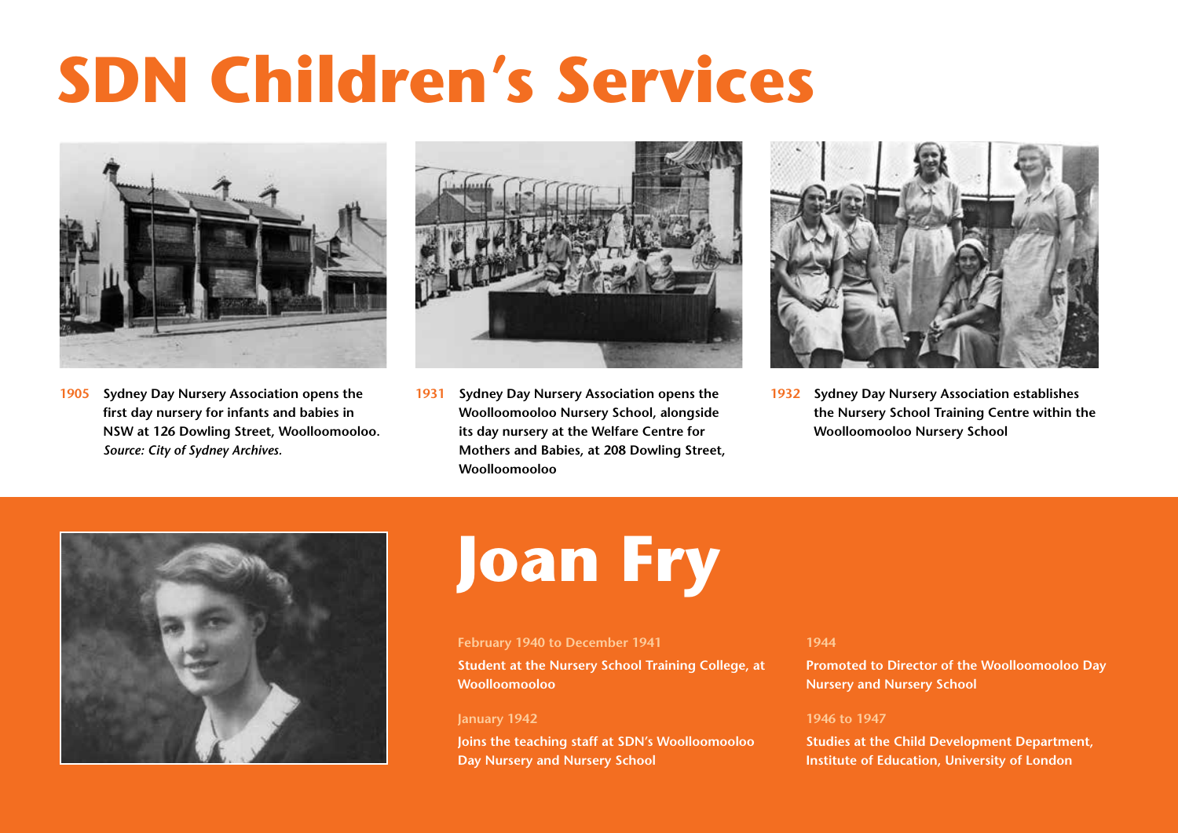# SDN Children's Services

**1905** **Sydney Day Nursery Association opens the first day nursery for infants and babies in NSW at 126 Dowling Street, Woolloomooloo.** *Source: City of Sydney Archives.*

**1931** **Sydney Day Nursery Association opens the Woolloomooloo Nursery School, alongside its day nursery at the Welfare Centre for Mothers and Babies, at 208 Dowling Street, Woolloomooloo**

**1932** **Sydney Day Nursery Association establishes the Nursery School Training Centre within the Woolloomooloo Nursery School**

# Joan Fry

**February 1940 to December 1941**

**Student at the Nursery School Training College, at Woolloomooloo**

**January 1942**

**Joins the teaching staff at SDN's Woolloomooloo Day Nursery and Nursery School**

**1944**

**Promoted to Director of the Woolloomooloo Day Nursery and Nursery School**

**1946 to 1947**

**Studies at the Child Development Department, Institute of Education, University of London**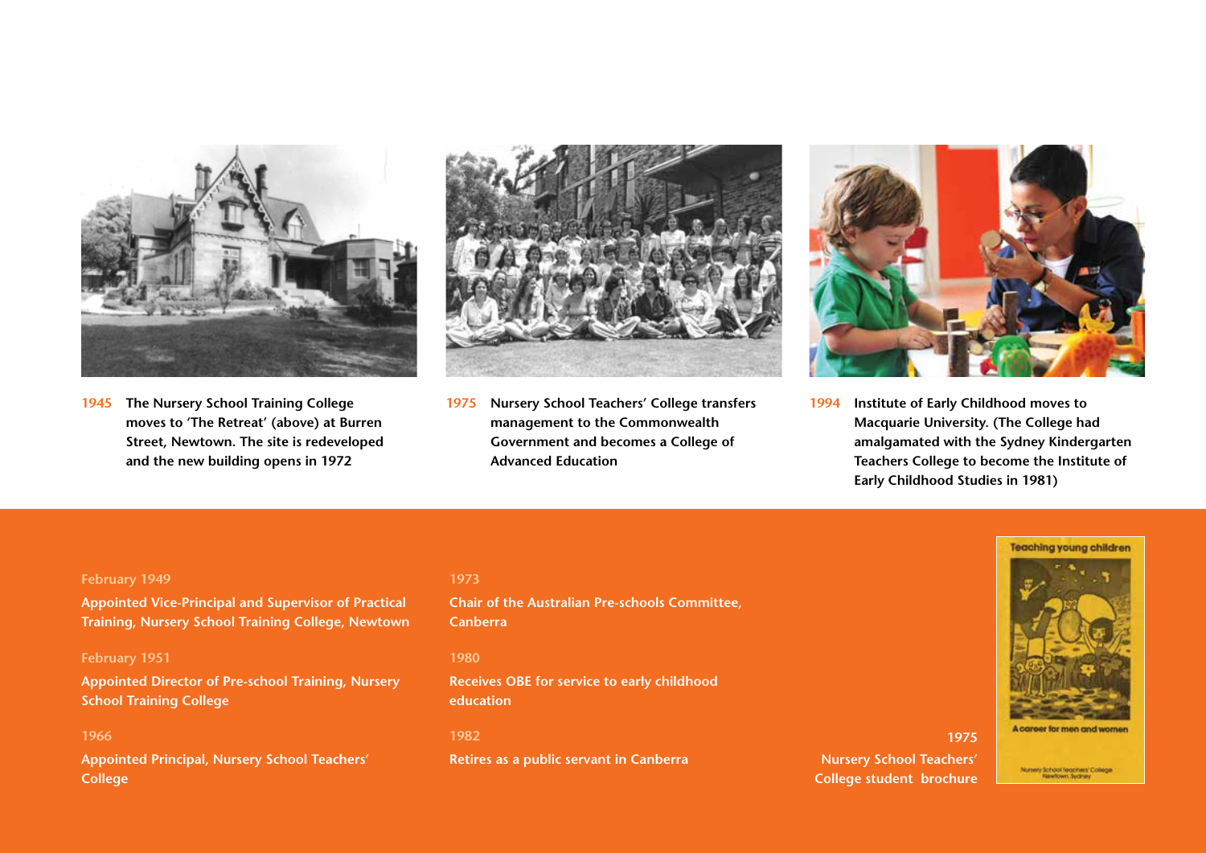**1945** The Nursery School Training College moves to 'The Retreat' (above) at Burren Street, Newtown. The site is redeveloped and the new building opens in 1972

**1975** Nursery School Teachers' College transfers management to the Commonwealth Government and becomes a College of Advanced Education

**1994** Institute of Early Childhood moves to Macquarie University. (The College had amalgamated with the Sydney Kindergarten Teachers College to become the Institute of Early Childhood Studies in 1981)

February 1949

**Appointed Vice-Principal and Supervisor of Practical Training, Nursery School Training College, Newtown**

February 1951

**Appointed Director of Pre-school Training, Nursery School Training College**

1966

**Appointed Principal, Nursery School Teachers' College**

1973

**Chair of the Australian Pre-schools Committee, Canberra**

1980

**Receives OBE for service to early childhood education**

1982

**Retires as a public servant in Canberra**

**1975**
**Nursery School Teachers' College student brochure**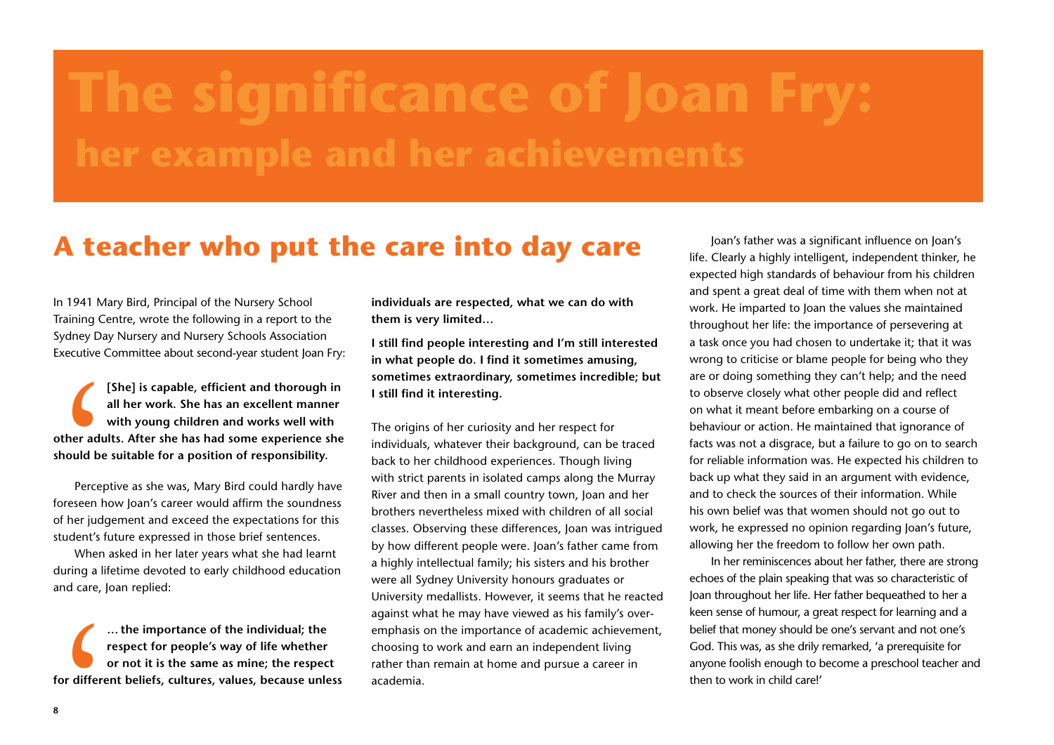# The significance of Joan Fry:
## her example and her achievements

## A teacher who put the care into day care

In 1941 Mary Bird, Principal of the Nursery School Training Centre, wrote the following in a report to the Sydney Day Nursery and Nursery Schools Association Executive Committee about second-year student Joan Fry:

> **[She] is capable, efficient and thorough in all her work. She has an excellent manner with young children and works well with other adults. After she has had some experience she should be suitable for a position of responsibility.**

Perceptive as she was, Mary Bird could hardly have foreseen how Joan's career would affirm the soundness of her judgement and exceed the expectations for this student's future expressed in those brief sentences.

When asked in her later years what she had learnt during a lifetime devoted to early childhood education and care, Joan replied:

> **… the importance of the individual; the respect for people's way of life whether or not it is the same as mine; the respect for different beliefs, cultures, values, because unless individuals are respected, what we can do with them is very limited…**
>
> **I still find people interesting and I'm still interested in what people do. I find it sometimes amusing, sometimes extraordinary, sometimes incredible; but I still find it interesting.**

The origins of her curiosity and her respect for individuals, whatever their background, can be traced back to her childhood experiences. Though living with strict parents in isolated camps along the Murray River and then in a small country town, Joan and her brothers nevertheless mixed with children of all social classes. Observing these differences, Joan was intrigued by how different people were. Joan's father came from a highly intellectual family; his sisters and his brother were all Sydney University honours graduates or University medallists. However, it seems that he reacted against what he may have viewed as his family's over-emphasis on the importance of academic achievement, choosing to work and earn an independent living rather than remain at home and pursue a career in academia.

Joan's father was a significant influence on Joan's life. Clearly a highly intelligent, independent thinker, he expected high standards of behaviour from his children and spent a great deal of time with them when not at work. He imparted to Joan the values she maintained throughout her life: the importance of persevering at a task once you had chosen to undertake it; that it was wrong to criticise or blame people for being who they are or doing something they can't help; and the need to observe closely what other people did and reflect on what it meant before embarking on a course of behaviour or action. He maintained that ignorance of facts was not a disgrace, but a failure to go on to search for reliable information was. He expected his children to back up what they said in an argument with evidence, and to check the sources of their information. While his own belief was that women should not go out to work, he expressed no opinion regarding Joan's future, allowing her the freedom to follow her own path.

In her reminiscences about her father, there are strong echoes of the plain speaking that was so characteristic of Joan throughout her life. Her father bequeathed to her a keen sense of humour, a great respect for learning and a belief that money should be one's servant and not one's God. This was, as she drily remarked, 'a prerequisite for anyone foolish enough to become a preschool teacher and then to work in child care!'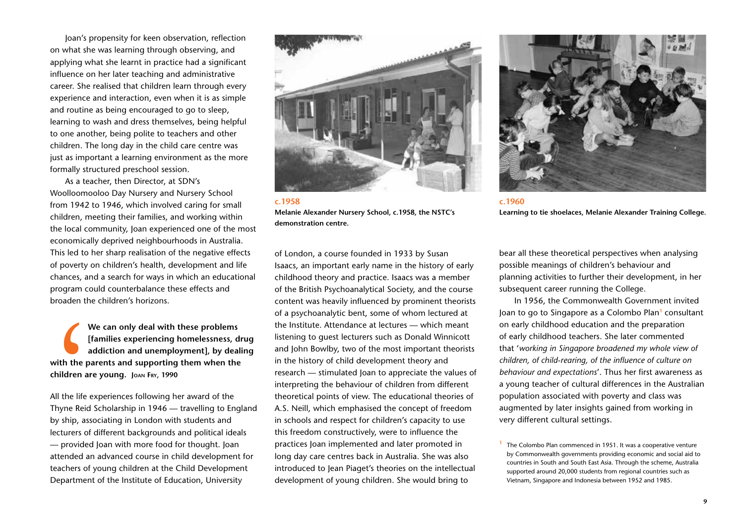Joan's propensity for keen observation, reflection on what she was learning through observing, and applying what she learnt in practice had a significant influence on her later teaching and administrative career. She realised that children learn through every experience and interaction, even when it is as simple and routine as being encouraged to go to sleep, learning to wash and dress themselves, being helpful to one another, being polite to teachers and other children. The long day in the child care centre was just as important a learning environment as the more formally structured preschool session.

As a teacher, then Director, at SDN's Woolloomooloo Day Nursery and Nursery School from 1942 to 1946, which involved caring for small children, meeting their families, and working within the local community, Joan experienced one of the most economically deprived neighbourhoods in Australia. This led to her sharp realisation of the negative effects of poverty on children's health, development and life chances, and a search for ways in which an educational program could counterbalance these effects and broaden the children's horizons.

> **We can only deal with these problems [families experiencing homelessness, drug addiction and unemployment], by dealing with the parents and supporting them when the children are young.** **Joan Fry, 1990**

All the life experiences following her award of the Thyne Reid Scholarship in 1946 — travelling to England by ship, associating in London with students and lecturers of different backgrounds and political ideals — provided Joan with more food for thought. Joan attended an advanced course in child development for teachers of young children at the Child Development Department of the Institute of Education, University of London, a course founded in 1933 by Susan Isaacs, an important early name in the history of early childhood theory and practice. Isaacs was a member of the British Psychoanalytical Society, and the course content was heavily influenced by prominent theorists of a psychoanalytic bent, some of whom lectured at the Institute. Attendance at lectures — which meant listening to guest lecturers such as Donald Winnicott and John Bowlby, two of the most important theorists in the history of child development theory and research — stimulated Joan to appreciate the values of interpreting the behaviour of children from different theoretical points of view. The educational theories of A.S. Neill, which emphasised the concept of freedom in schools and respect for children's capacity to use this freedom constructively, were to influence the practices Joan implemented and later promoted in long day care centres back in Australia. She was also introduced to Jean Piaget's theories on the intellectual development of young children. She would bring to bear all these theoretical perspectives when analysing possible meanings of children's behaviour and planning activities to further their development, in her subsequent career running the College.

**c.1958**
**Melanie Alexander Nursery School, c.1958, the NSTC's demonstration centre.**

**c.1960**
**Learning to tie shoelaces, Melanie Alexander Training College.**

In 1956, the Commonwealth Government invited Joan to go to Singapore as a Colombo Plan[1] consultant on early childhood education and the preparation of early childhood teachers. She later commented that '*working in Singapore broadened my whole view of children, of child-rearing, of the influence of culture on behaviour and expectations*'. Thus her first awareness as a young teacher of cultural differences in the Australian population associated with poverty and class was augmented by later insights gained from working in very different cultural settings.

[1] The Colombo Plan commenced in 1951. It was a cooperative venture by Commonwealth governments providing economic and social aid to countries in South and South East Asia. Through the scheme, Australia supported around 20,000 students from regional countries such as Vietnam, Singapore and Indonesia between 1952 and 1985.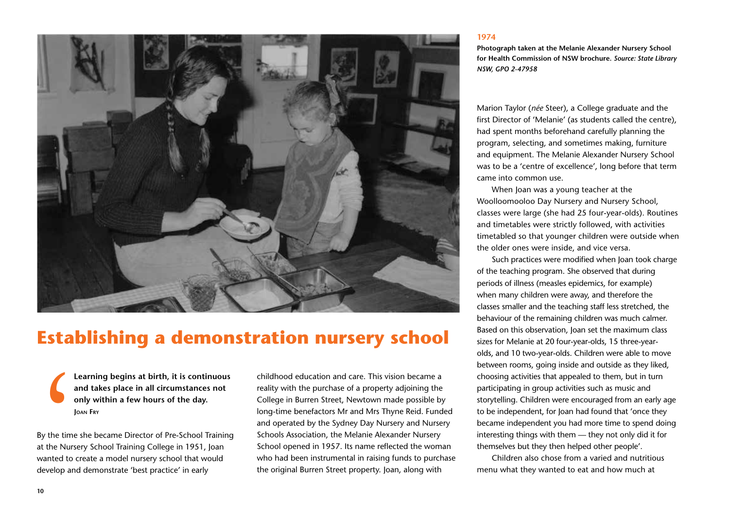**1974**

**Photograph taken at the Melanie Alexander Nursery School for Health Commission of NSW brochure.** ***Source: State Library NSW, GPO 2-47958***

# Establishing a demonstration nursery school

> **Learning begins at birth, it is continuous and takes place in all circumstances not only within a few hours of the day.**
> **JOAN FRY**

By the time she became Director of Pre-School Training at the Nursery School Training College in 1951, Joan wanted to create a model nursery school that would develop and demonstrate 'best practice' in early childhood education and care. This vision became a reality with the purchase of a property adjoining the College in Burren Street, Newtown made possible by long-time benefactors Mr and Mrs Thyne Reid. Funded and operated by the Sydney Day Nursery and Nursery Schools Association, the Melanie Alexander Nursery School opened in 1957. Its name reflected the woman who had been instrumental in raising funds to purchase the original Burren Street property. Joan, along with Marion Taylor (*née* Steer), a College graduate and the first Director of 'Melanie' (as students called the centre), had spent months beforehand carefully planning the program, selecting, and sometimes making, furniture and equipment. The Melanie Alexander Nursery School was to be a 'centre of excellence', long before that term came into common use.

When Joan was a young teacher at the Woolloomooloo Day Nursery and Nursery School, classes were large (she had 25 four-year-olds). Routines and timetables were strictly followed, with activities timetabled so that younger children were outside when the older ones were inside, and vice versa.

Such practices were modified when Joan took charge of the teaching program. She observed that during periods of illness (measles epidemics, for example) when many children were away, and therefore the classes smaller and the teaching staff less stretched, the behaviour of the remaining children was much calmer. Based on this observation, Joan set the maximum class sizes for Melanie at 20 four-year-olds, 15 three-year-olds, and 10 two-year-olds. Children were able to move between rooms, going inside and outside as they liked, choosing activities that appealed to them, but in turn participating in group activities such as music and storytelling. Children were encouraged from an early age to be independent, for Joan had found that 'once they became independent you had more time to spend doing interesting things with them — they not only did it for themselves but they then helped other people'.

Children also chose from a varied and nutritious menu what they wanted to eat and how much at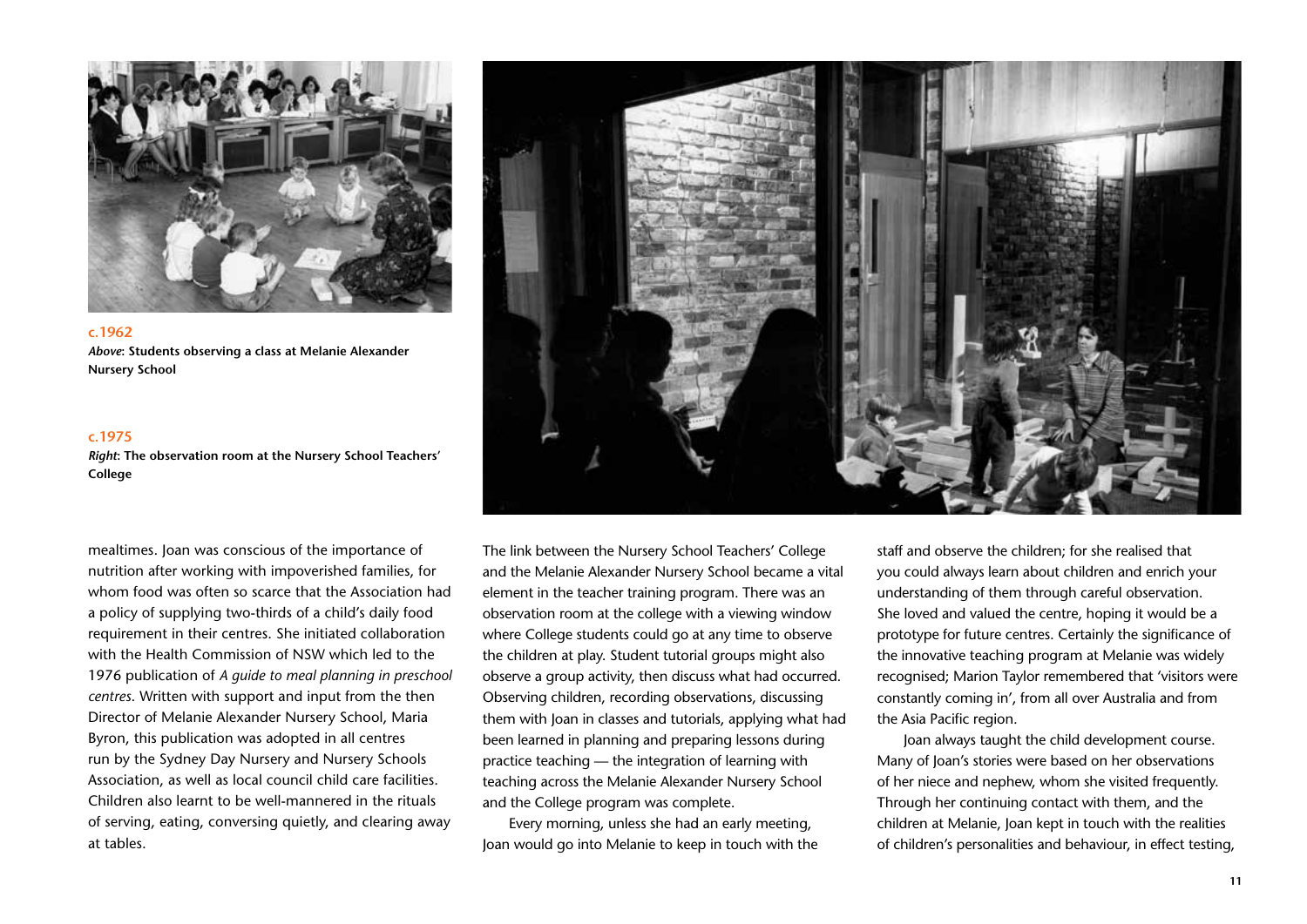**c.1962**
***Above*: Students observing a class at Melanie Alexander Nursery School**

**c.1975**
***Right*: The observation room at the Nursery School Teachers' College**

mealtimes. Joan was conscious of the importance of nutrition after working with impoverished families, for whom food was often so scarce that the Association had a policy of supplying two-thirds of a child's daily food requirement in their centres. She initiated collaboration with the Health Commission of NSW which led to the 1976 publication of *A guide to meal planning in preschool centres*. Written with support and input from the then Director of Melanie Alexander Nursery School, Maria Byron, this publication was adopted in all centres run by the Sydney Day Nursery and Nursery Schools Association, as well as local council child care facilities. Children also learnt to be well-mannered in the rituals of serving, eating, conversing quietly, and clearing away at tables.

The link between the Nursery School Teachers' College and the Melanie Alexander Nursery School became a vital element in the teacher training program. There was an observation room at the college with a viewing window where College students could go at any time to observe the children at play. Student tutorial groups might also observe a group activity, then discuss what had occurred. Observing children, recording observations, discussing them with Joan in classes and tutorials, applying what had been learned in planning and preparing lessons during practice teaching — the integration of learning with teaching across the Melanie Alexander Nursery School and the College program was complete.

Every morning, unless she had an early meeting, Joan would go into Melanie to keep in touch with the staff and observe the children; for she realised that you could always learn about children and enrich your understanding of them through careful observation. She loved and valued the centre, hoping it would be a prototype for future centres. Certainly the significance of the innovative teaching program at Melanie was widely recognised; Marion Taylor remembered that 'visitors were constantly coming in', from all over Australia and from the Asia Pacific region.

Joan always taught the child development course. Many of Joan's stories were based on her observations of her niece and nephew, whom she visited frequently. Through her continuing contact with them, and the children at Melanie, Joan kept in touch with the realities of children's personalities and behaviour, in effect testing,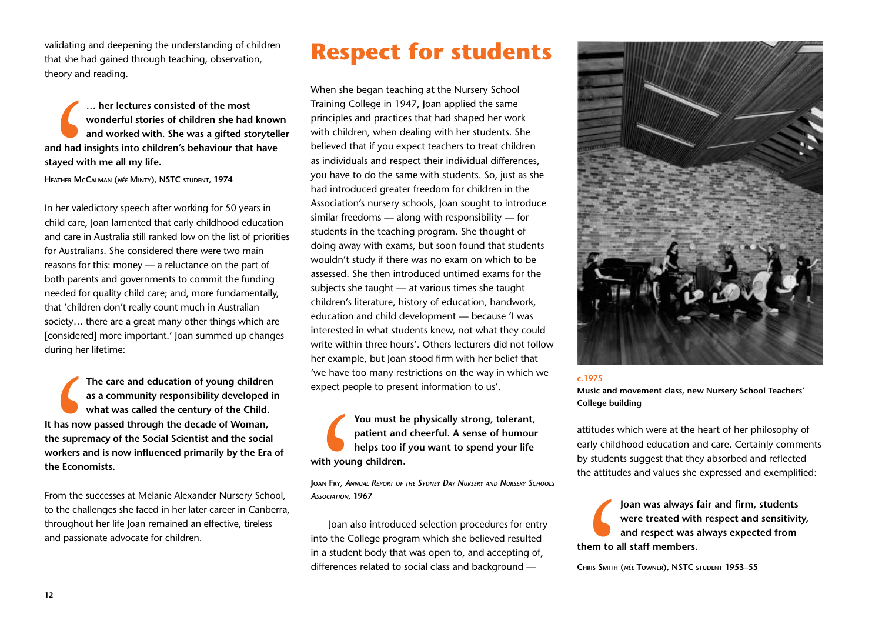validating and deepening the understanding of children that she had gained through teaching, observation, theory and reading.

> **… her lectures consisted of the most wonderful stories of children she had known and worked with. She was a gifted storyteller and had insights into children's behaviour that have stayed with me all my life.**
>
> **Heather McCalman (*née* Minty), NSTC student, 1974**

In her valedictory speech after working for 50 years in child care, Joan lamented that early childhood education and care in Australia still ranked low on the list of priorities for Australians. She considered there were two main reasons for this: money — a reluctance on the part of both parents and governments to commit the funding needed for quality child care; and, more fundamentally, that 'children don't really count much in Australian society… there are a great many other things which are [considered] more important.' Joan summed up changes during her lifetime:

> **The care and education of young children as a community responsibility developed in what was called the century of the Child. It has now passed through the decade of Woman, the supremacy of the Social Scientist and the social workers and is now influenced primarily by the Era of the Economists.**

From the successes at Melanie Alexander Nursery School, to the challenges she faced in her later career in Canberra, throughout her life Joan remained an effective, tireless and passionate advocate for children.

# Respect for students

When she began teaching at the Nursery School Training College in 1947, Joan applied the same principles and practices that had shaped her work with children, when dealing with her students. She believed that if you expect teachers to treat children as individuals and respect their individual differences, you have to do the same with students. So, just as she had introduced greater freedom for children in the Association's nursery schools, Joan sought to introduce similar freedoms — along with responsibility — for students in the teaching program. She thought of doing away with exams, but soon found that students wouldn't study if there was no exam on which to be assessed. She then introduced untimed exams for the subjects she taught — at various times she taught children's literature, history of education, handwork, education and child development — because 'I was interested in what students knew, not what they could write within three hours'. Others lecturers did not follow her example, but Joan stood firm with her belief that 'we have too many restrictions on the way in which we expect people to present information to us'.

> **You must be physically strong, tolerant, patient and cheerful. A sense of humour helps too if you want to spend your life with young children.**
>
> **Joan Fry, *Annual Report of the Sydney Day Nursery and Nursery Schools Association*, 1967**

Joan also introduced selection procedures for entry into the College program which she believed resulted in a student body that was open to, and accepting of, differences related to social class and background —

**c.1975**
**Music and movement class, new Nursery School Teachers' College building**

attitudes which were at the heart of her philosophy of early childhood education and care. Certainly comments by students suggest that they absorbed and reflected the attitudes and values she expressed and exemplified:

> **Joan was always fair and firm, students were treated with respect and sensitivity, and respect was always expected from them to all staff members.**
>
> **Chris Smith (*née* Towner), NSTC student 1953–55**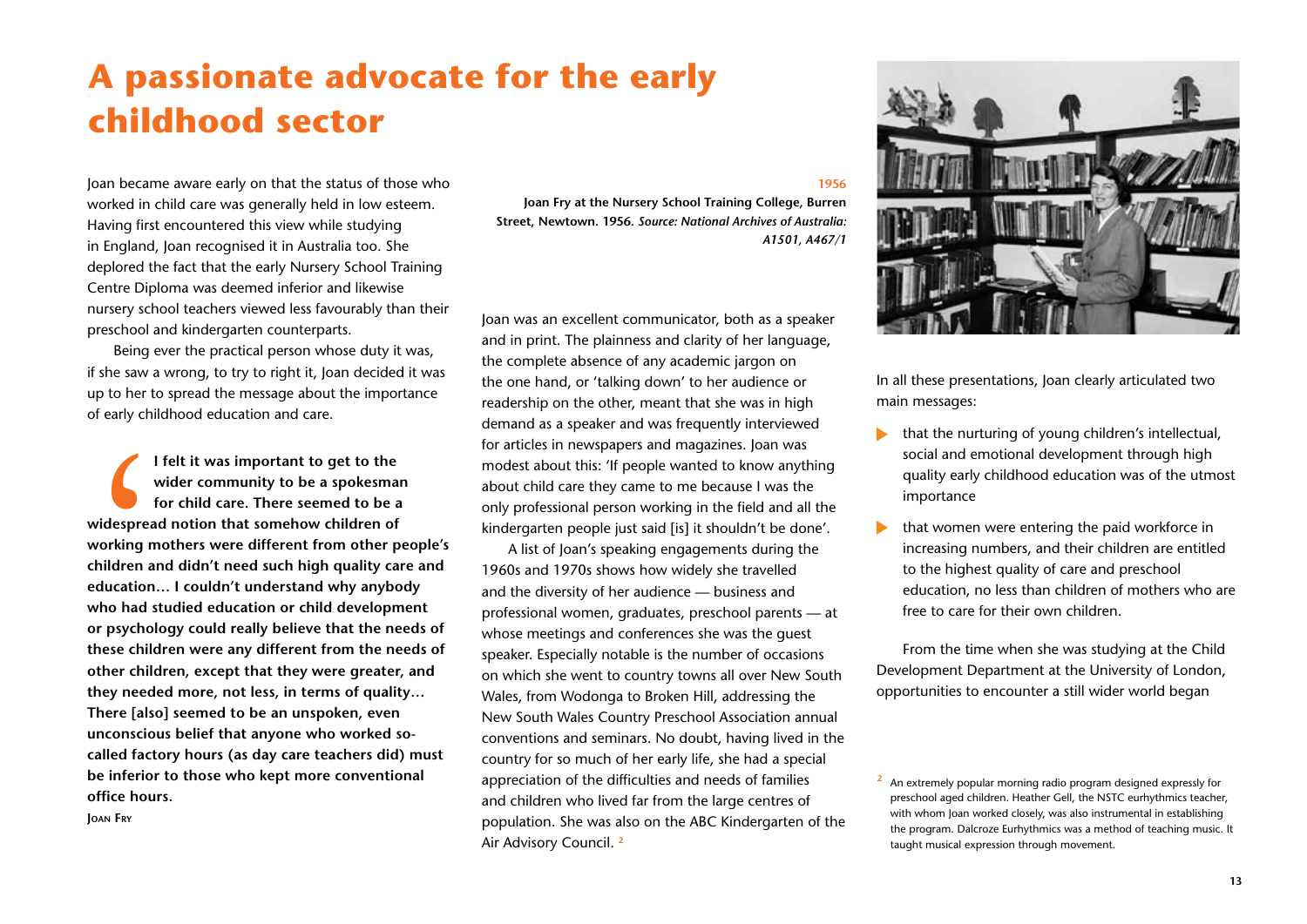# A passionate advocate for the early childhood sector

Joan became aware early on that the status of those who worked in child care was generally held in low esteem. Having first encountered this view while studying in England, Joan recognised it in Australia too. She deplored the fact that the early Nursery School Training Centre Diploma was deemed inferior and likewise nursery school teachers viewed less favourably than their preschool and kindergarten counterparts.

Being ever the practical person whose duty it was, if she saw a wrong, to try to right it, Joan decided it was up to her to spread the message about the importance of early childhood education and care.

> **I felt it was important to get to the wider community to be a spokesman for child care. There seemed to be a widespread notion that somehow children of working mothers were different from other people's children and didn't need such high quality care and education… I couldn't understand why anybody who had studied education or child development or psychology could really believe that the needs of these children were any different from the needs of other children, except that they were greater, and they needed more, not less, in terms of quality… There [also] seemed to be an unspoken, even unconscious belief that anyone who worked so-called factory hours (as day care teachers did) must be inferior to those who kept more conventional office hours.**
>
> **Joan Fry**

**1956**

**Joan Fry at the Nursery School Training College, Burren Street, Newtown. 1956.** ***Source: National Archives of Australia: A1501, A467/1***

Joan was an excellent communicator, both as a speaker and in print. The plainness and clarity of her language, the complete absence of any academic jargon on the one hand, or 'talking down' to her audience or readership on the other, meant that she was in high demand as a speaker and was frequently interviewed for articles in newspapers and magazines. Joan was modest about this: 'If people wanted to know anything about child care they came to me because I was the only professional person working in the field and all the kindergarten people just said [is] it shouldn't be done'.

A list of Joan's speaking engagements during the 1960s and 1970s shows how widely she travelled and the diversity of her audience — business and professional women, graduates, preschool parents — at whose meetings and conferences she was the guest speaker. Especially notable is the number of occasions on which she went to country towns all over New South Wales, from Wodonga to Broken Hill, addressing the New South Wales Country Preschool Association annual conventions and seminars. No doubt, having lived in the country for so much of her early life, she had a special appreciation of the difficulties and needs of families and children who lived far from the large centres of population. She was also on the ABC Kindergarten of the Air Advisory Council.[2]

In all these presentations, Joan clearly articulated two main messages:

- that the nurturing of young children's intellectual, social and emotional development through high quality early childhood education was of the utmost importance
- that women were entering the paid workforce in increasing numbers, and their children are entitled to the highest quality of care and preschool education, no less than children of mothers who are free to care for their own children.

From the time when she was studying at the Child Development Department at the University of London, opportunities to encounter a still wider world began

[2] An extremely popular morning radio program designed expressly for preschool aged children. Heather Gell, the NSTC eurhythmics teacher, with whom Joan worked closely, was also instrumental in establishing the program. Dalcroze Eurhythmics was a method of teaching music. It taught musical expression through movement.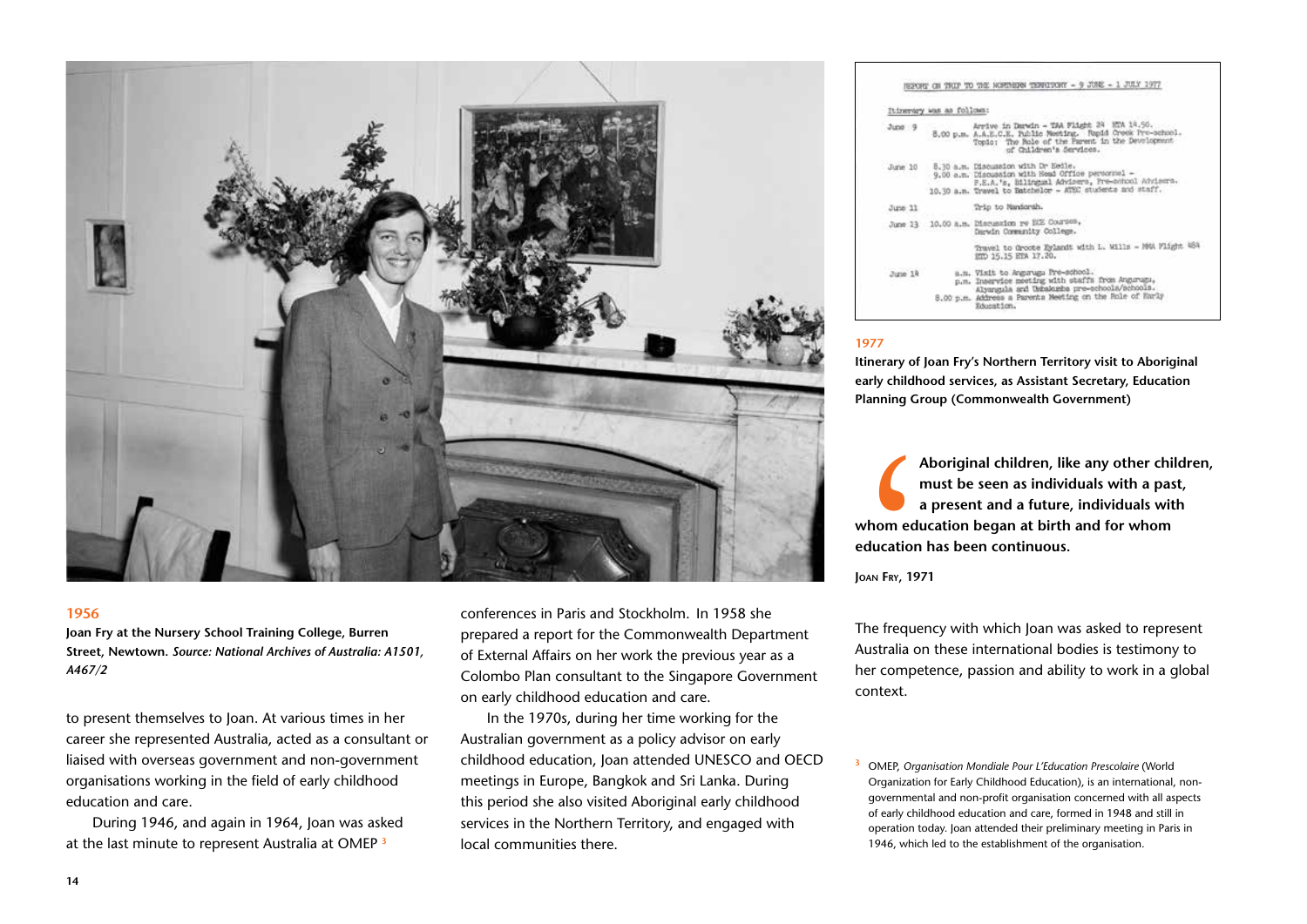**1956**

**Joan Fry at the Nursery School Training College, Burren Street, Newtown.** ***Source: National Archives of Australia: A1501, A467/2***

to present themselves to Joan. At various times in her career she represented Australia, acted as a consultant or liaised with overseas government and non-government organisations working in the field of early childhood education and care.

During 1946, and again in 1964, Joan was asked at the last minute to represent Australia at OMEP [3] conferences in Paris and Stockholm. In 1958 she prepared a report for the Commonwealth Department of External Affairs on her work the previous year as a Colombo Plan consultant to the Singapore Government on early childhood education and care.

In the 1970s, during her time working for the Australian government as a policy advisor on early childhood education, Joan attended UNESCO and OECD meetings in Europe, Bangkok and Sri Lanka. During this period she also visited Aboriginal early childhood services in the Northern Territory, and engaged with local communities there.

REPORT ON TRIP TO THE NORTHERN TERRITORY – 9 JUNE – 1 JULY 1977

Itinerary was as follows:

| | | |
|---|---|---|
| June 9 | | Arrive in Darwin – TAA Flight 24 ETA 14.50. |
| | 8.00 p.m. | A.A.E.C.E. Public Meeting. Rapid Creek Pre-school. Topic: The Role of the Parent in the Development of Children's Services. |
| June 10 | 8.30 a.m. | Discussion with Dr Eedle. |
| | 9.00 a.m. | Discussion with Head Office personnel – P.E.A.'s, Bilingual Advisers, Pre-school Advisers. |
| | 10.30 a.m. | Travel to Batchelor – ATEC students and staff. |
| June 11 | | Trip to Mandorah. |
| June 13 | 10.00 a.m. | Discussion re ECE Courses, Darwin Community College. |
| | | Travel to Groote Eylandt with L. Willis – MMA Flight 484 ETD 15.15 ETA 17.20. |
| June 14 | a.m. | Visit to Angurugu Pre-school. |
| | p.m. | Inservice meeting with staffs from Angurugu, Alyangula and Umbakumba pre-schools/schools. |
| | 8.00 p.m. | Address a Parents Meeting on the Role of Early Education. |

**1977**

**Itinerary of Joan Fry's Northern Territory visit to Aboriginal early childhood services, as Assistant Secretary, Education Planning Group (Commonwealth Government)**

> **Aboriginal children, like any other children, must be seen as individuals with a past, a present and a future, individuals with whom education began at birth and for whom education has been continuous.**
>
> **Joan Fry, 1971**

The frequency with which Joan was asked to represent Australia on these international bodies is testimony to her competence, passion and ability to work in a global context.

[3] OMEP, *Organisation Mondiale Pour L'Education Prescolaire* (World Organization for Early Childhood Education), is an international, non-governmental and non-profit organisation concerned with all aspects of early childhood education and care, formed in 1948 and still in operation today. Joan attended their preliminary meeting in Paris in 1946, which led to the establishment of the organisation.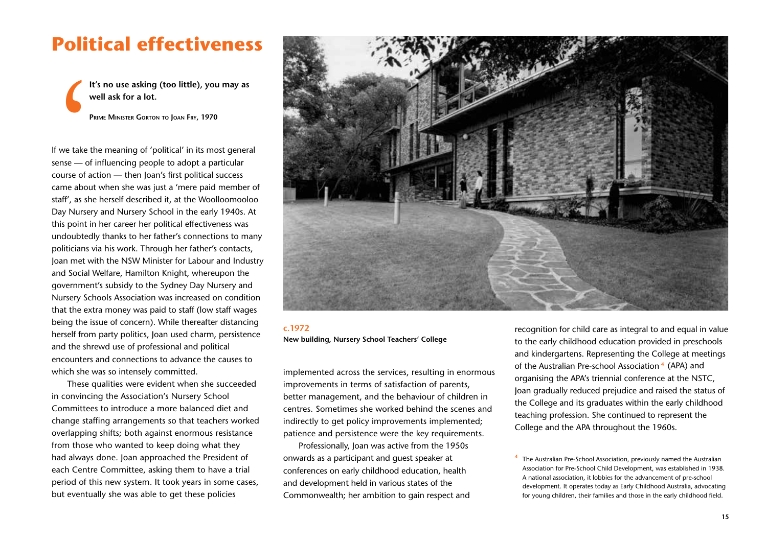# Political effectiveness

> **It's no use asking (too little), you may as well ask for a lot.**
>
> **Prime Minister Gorton to Joan Fry, 1970**

If we take the meaning of 'political' in its most general sense — of influencing people to adopt a particular course of action — then Joan's first political success came about when she was just a 'mere paid member of staff', as she herself described it, at the Woolloomooloo Day Nursery and Nursery School in the early 1940s. At this point in her career her political effectiveness was undoubtedly thanks to her father's connections to many politicians via his work. Through her father's contacts, Joan met with the NSW Minister for Labour and Industry and Social Welfare, Hamilton Knight, whereupon the government's subsidy to the Sydney Day Nursery and Nursery Schools Association was increased on condition that the extra money was paid to staff (low staff wages being the issue of concern). While thereafter distancing herself from party politics, Joan used charm, persistence and the shrewd use of professional and political encounters and connections to advance the causes to which she was so intensely committed.

These qualities were evident when she succeeded in convincing the Association's Nursery School Committees to introduce a more balanced diet and change staffing arrangements so that teachers worked overlapping shifts; both against enormous resistance from those who wanted to keep doing what they had always done. Joan approached the President of each Centre Committee, asking them to have a trial period of this new system. It took years in some cases, but eventually she was able to get these policies implemented across the services, resulting in enormous improvements in terms of satisfaction of parents, better management, and the behaviour of children in centres. Sometimes she worked behind the scenes and indirectly to get policy improvements implemented; patience and persistence were the key requirements.

**c.1972**
**New building, Nursery School Teachers' College**

Professionally, Joan was active from the 1950s onwards as a participant and guest speaker at conferences on early childhood education, health and development held in various states of the Commonwealth; her ambition to gain respect and recognition for child care as integral to and equal in value to the early childhood education provided in preschools and kindergartens. Representing the College at meetings of the Australian Pre-school Association[4] (APA) and organising the APA's triennial conference at the NSTC, Joan gradually reduced prejudice and raised the status of the College and its graduates within the early childhood teaching profession. She continued to represent the College and the APA throughout the 1960s.

[4] The Australian Pre-School Association, previously named the Australian Association for Pre-School Child Development, was established in 1938. A national association, it lobbies for the advancement of pre-school development. It operates today as Early Childhood Australia, advocating for young children, their families and those in the early childhood field.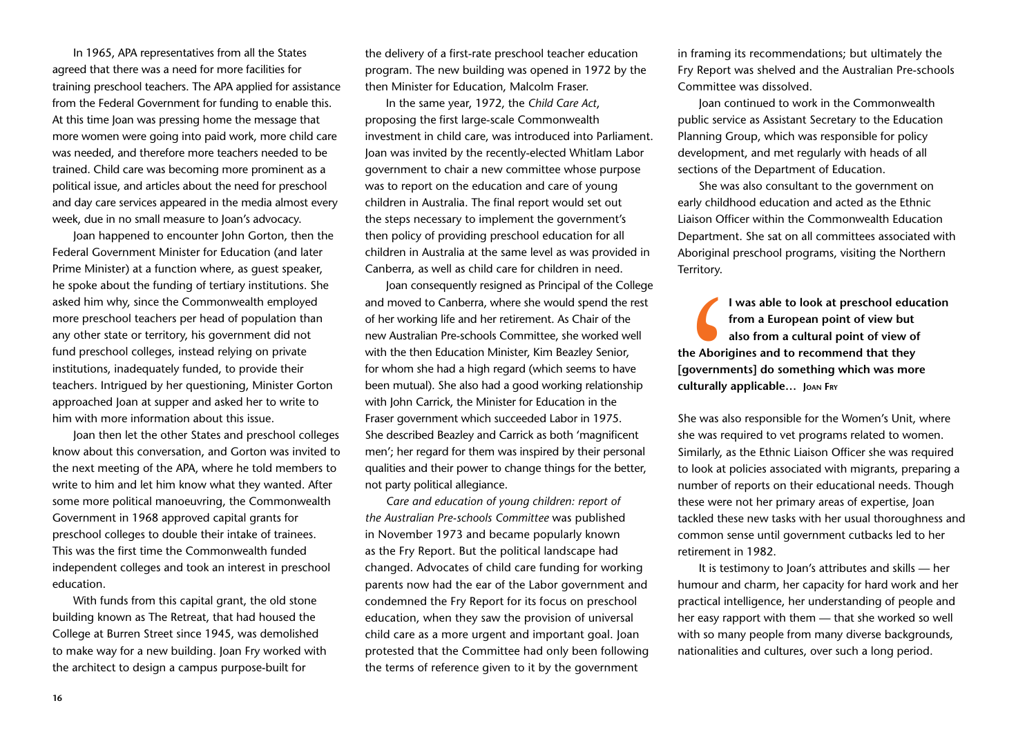In 1965, APA representatives from all the States agreed that there was a need for more facilities for training preschool teachers. The APA applied for assistance from the Federal Government for funding to enable this. At this time Joan was pressing home the message that more women were going into paid work, more child care was needed, and therefore more teachers needed to be trained. Child care was becoming more prominent as a political issue, and articles about the need for preschool and day care services appeared in the media almost every week, due in no small measure to Joan's advocacy.

Joan happened to encounter John Gorton, then the Federal Government Minister for Education (and later Prime Minister) at a function where, as guest speaker, he spoke about the funding of tertiary institutions. She asked him why, since the Commonwealth employed more preschool teachers per head of population than any other state or territory, his government did not fund preschool colleges, instead relying on private institutions, inadequately funded, to provide their teachers. Intrigued by her questioning, Minister Gorton approached Joan at supper and asked her to write to him with more information about this issue.

Joan then let the other States and preschool colleges know about this conversation, and Gorton was invited to the next meeting of the APA, where he told members to write to him and let him know what they wanted. After some more political manoeuvring, the Commonwealth Government in 1968 approved capital grants for preschool colleges to double their intake of trainees. This was the first time the Commonwealth funded independent colleges and took an interest in preschool education.

With funds from this capital grant, the old stone building known as The Retreat, that had housed the College at Burren Street since 1945, was demolished to make way for a new building. Joan Fry worked with the architect to design a campus purpose-built for the delivery of a first-rate preschool teacher education program. The new building was opened in 1972 by the then Minister for Education, Malcolm Fraser.

In the same year, 1972, the *Child Care Act*, proposing the first large-scale Commonwealth investment in child care, was introduced into Parliament. Joan was invited by the recently-elected Whitlam Labor government to chair a new committee whose purpose was to report on the education and care of young children in Australia. The final report would set out the steps necessary to implement the government's then policy of providing preschool education for all children in Australia at the same level as was provided in Canberra, as well as child care for children in need.

Joan consequently resigned as Principal of the College and moved to Canberra, where she would spend the rest of her working life and her retirement. As Chair of the new Australian Pre-schools Committee, she worked well with the then Education Minister, Kim Beazley Senior, for whom she had a high regard (which seems to have been mutual). She also had a good working relationship with John Carrick, the Minister for Education in the Fraser government which succeeded Labor in 1975. She described Beazley and Carrick as both 'magnificent men'; her regard for them was inspired by their personal qualities and their power to change things for the better, not party political allegiance.

*Care and education of young children: report of the Australian Pre-schools Committee* was published in November 1973 and became popularly known as the Fry Report. But the political landscape had changed. Advocates of child care funding for working parents now had the ear of the Labor government and condemned the Fry Report for its focus on preschool education, when they saw the provision of universal child care as a more urgent and important goal. Joan protested that the Committee had only been following the terms of reference given to it by the government in framing its recommendations; but ultimately the Fry Report was shelved and the Australian Pre-schools Committee was dissolved.

Joan continued to work in the Commonwealth public service as Assistant Secretary to the Education Planning Group, which was responsible for policy development, and met regularly with heads of all sections of the Department of Education.

She was also consultant to the government on early childhood education and acted as the Ethnic Liaison Officer within the Commonwealth Education Department. She sat on all committees associated with Aboriginal preschool programs, visiting the Northern Territory.

> **I was able to look at preschool education from a European point of view but also from a cultural point of view of the Aborigines and to recommend that they [governments] do something which was more culturally applicable…** Joan Fry

She was also responsible for the Women's Unit, where she was required to vet programs related to women. Similarly, as the Ethnic Liaison Officer she was required to look at policies associated with migrants, preparing a number of reports on their educational needs. Though these were not her primary areas of expertise, Joan tackled these new tasks with her usual thoroughness and common sense until government cutbacks led to her retirement in 1982.

It is testimony to Joan's attributes and skills — her humour and charm, her capacity for hard work and her practical intelligence, her understanding of people and her easy rapport with them — that she worked so well with so many people from many diverse backgrounds, nationalities and cultures, over such a long period.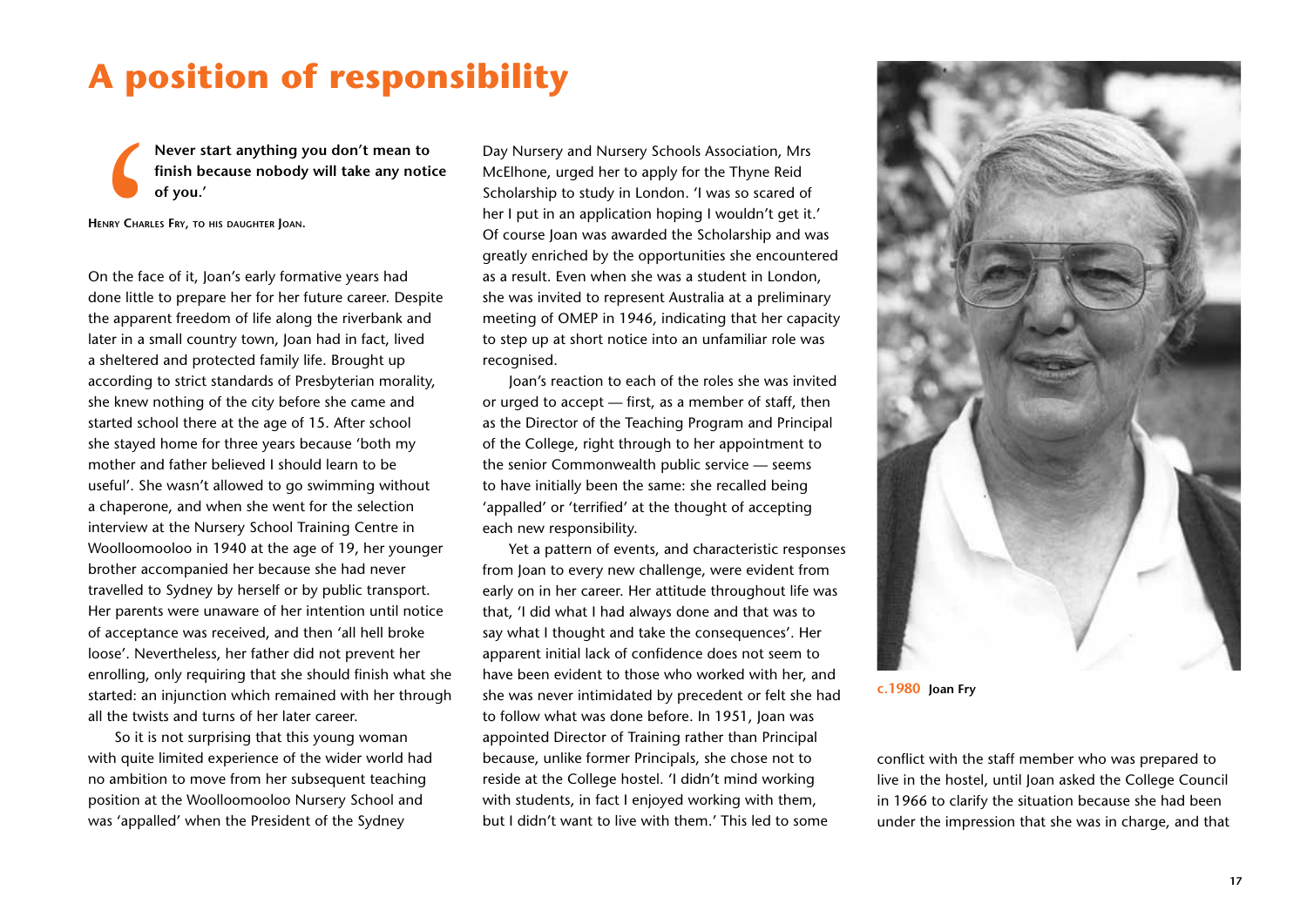# A position of responsibility

> **Never start anything you don't mean to finish because nobody will take any notice of you.'**

HENRY CHARLES FRY, TO HIS DAUGHTER JOAN.

On the face of it, Joan's early formative years had done little to prepare her for her future career. Despite the apparent freedom of life along the riverbank and later in a small country town, Joan had in fact, lived a sheltered and protected family life. Brought up according to strict standards of Presbyterian morality, she knew nothing of the city before she came and started school there at the age of 15. After school she stayed home for three years because 'both my mother and father believed I should learn to be useful'. She wasn't allowed to go swimming without a chaperone, and when she went for the selection interview at the Nursery School Training Centre in Woolloomooloo in 1940 at the age of 19, her younger brother accompanied her because she had never travelled to Sydney by herself or by public transport. Her parents were unaware of her intention until notice of acceptance was received, and then 'all hell broke loose'. Nevertheless, her father did not prevent her enrolling, only requiring that she should finish what she started: an injunction which remained with her through all the twists and turns of her later career.

So it is not surprising that this young woman with quite limited experience of the wider world had no ambition to move from her subsequent teaching position at the Woolloomooloo Nursery School and was 'appalled' when the President of the Sydney Day Nursery and Nursery Schools Association, Mrs McElhone, urged her to apply for the Thyne Reid Scholarship to study in London. 'I was so scared of her I put in an application hoping I wouldn't get it.' Of course Joan was awarded the Scholarship and was greatly enriched by the opportunities she encountered as a result. Even when she was a student in London, she was invited to represent Australia at a preliminary meeting of OMEP in 1946, indicating that her capacity to step up at short notice into an unfamiliar role was recognised.

Joan's reaction to each of the roles she was invited or urged to accept — first, as a member of staff, then as the Director of the Teaching Program and Principal of the College, right through to her appointment to the senior Commonwealth public service — seems to have initially been the same: she recalled being 'appalled' or 'terrified' at the thought of accepting each new responsibility.

Yet a pattern of events, and characteristic responses from Joan to every new challenge, were evident from early on in her career. Her attitude throughout life was that, 'I did what I had always done and that was to say what I thought and take the consequences'. Her apparent initial lack of confidence does not seem to have been evident to those who worked with her, and she was never intimidated by precedent or felt she had to follow what was done before. In 1951, Joan was appointed Director of Training rather than Principal because, unlike former Principals, she chose not to reside at the College hostel. 'I didn't mind working with students, in fact I enjoyed working with them, but I didn't want to live with them.' This led to some conflict with the staff member who was prepared to live in the hostel, until Joan asked the College Council in 1966 to clarify the situation because she had been under the impression that she was in charge, and that

**c.1980** **Joan Fry**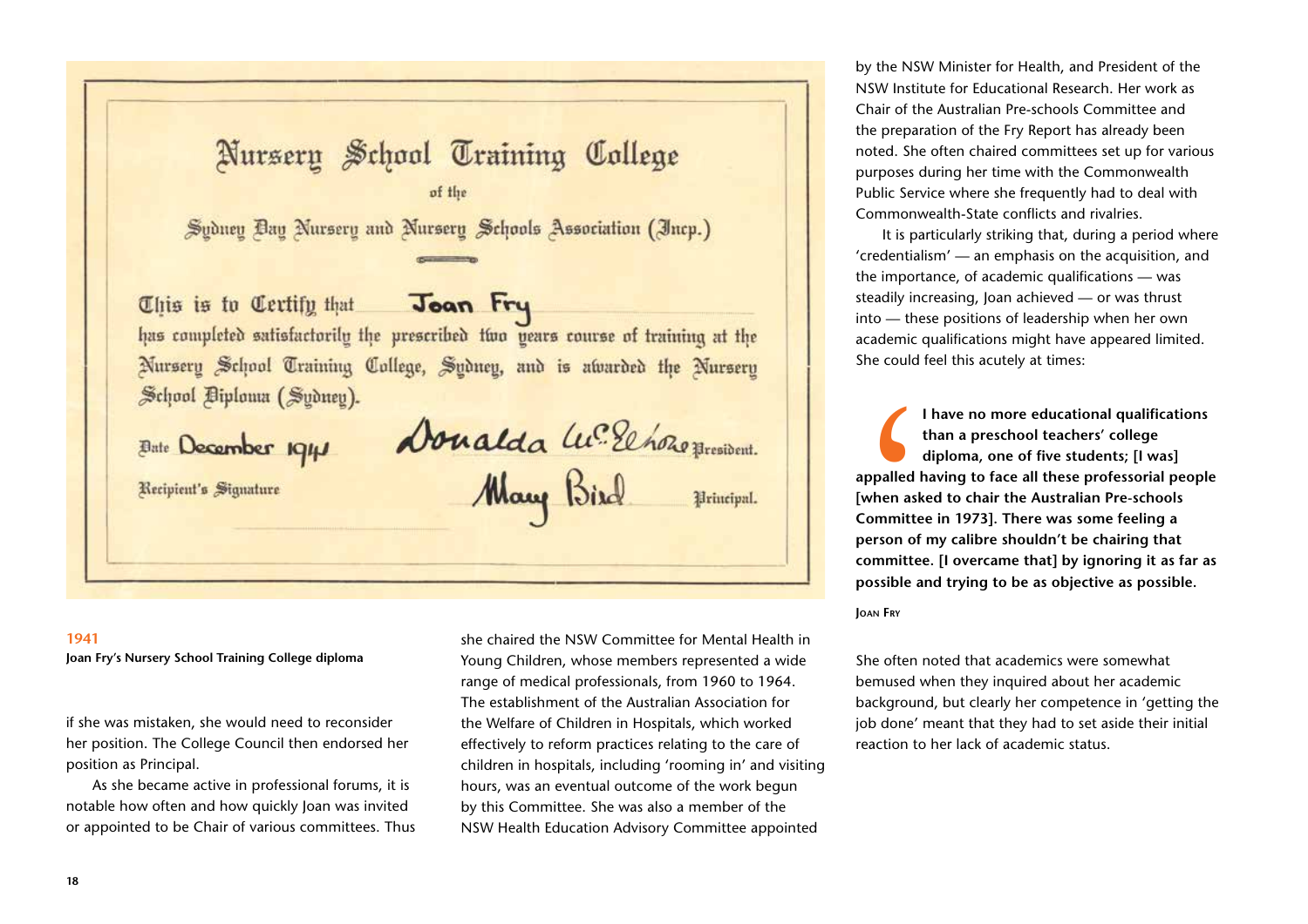**1941**
**Joan Fry's Nursery School Training College diploma**

if she was mistaken, she would need to reconsider her position. The College Council then endorsed her position as Principal.

As she became active in professional forums, it is notable how often and how quickly Joan was invited or appointed to be Chair of various committees. Thus she chaired the NSW Committee for Mental Health in Young Children, whose members represented a wide range of medical professionals, from 1960 to 1964. The establishment of the Australian Association for the Welfare of Children in Hospitals, which worked effectively to reform practices relating to the care of children in hospitals, including 'rooming in' and visiting hours, was an eventual outcome of the work begun by this Committee. She was also a member of the NSW Health Education Advisory Committee appointed by the NSW Minister for Health, and President of the NSW Institute for Educational Research. Her work as Chair of the Australian Pre-schools Committee and the preparation of the Fry Report has already been noted. She often chaired committees set up for various purposes during her time with the Commonwealth Public Service where she frequently had to deal with Commonwealth-State conflicts and rivalries.

It is particularly striking that, during a period where 'credentialism' — an emphasis on the acquisition, and the importance, of academic qualifications — was steadily increasing, Joan achieved — or was thrust into — these positions of leadership when her own academic qualifications might have appeared limited. She could feel this acutely at times:

> **I have no more educational qualifications than a preschool teachers' college diploma, one of five students; [I was] appalled having to face all these professorial people [when asked to chair the Australian Pre-schools Committee in 1973]. There was some feeling a person of my calibre shouldn't be chairing that committee. [I overcame that] by ignoring it as far as possible and trying to be as objective as possible.**
>
> JOAN FRY

She often noted that academics were somewhat bemused when they inquired about her academic background, but clearly her competence in 'getting the job done' meant that they had to set aside their initial reaction to her lack of academic status.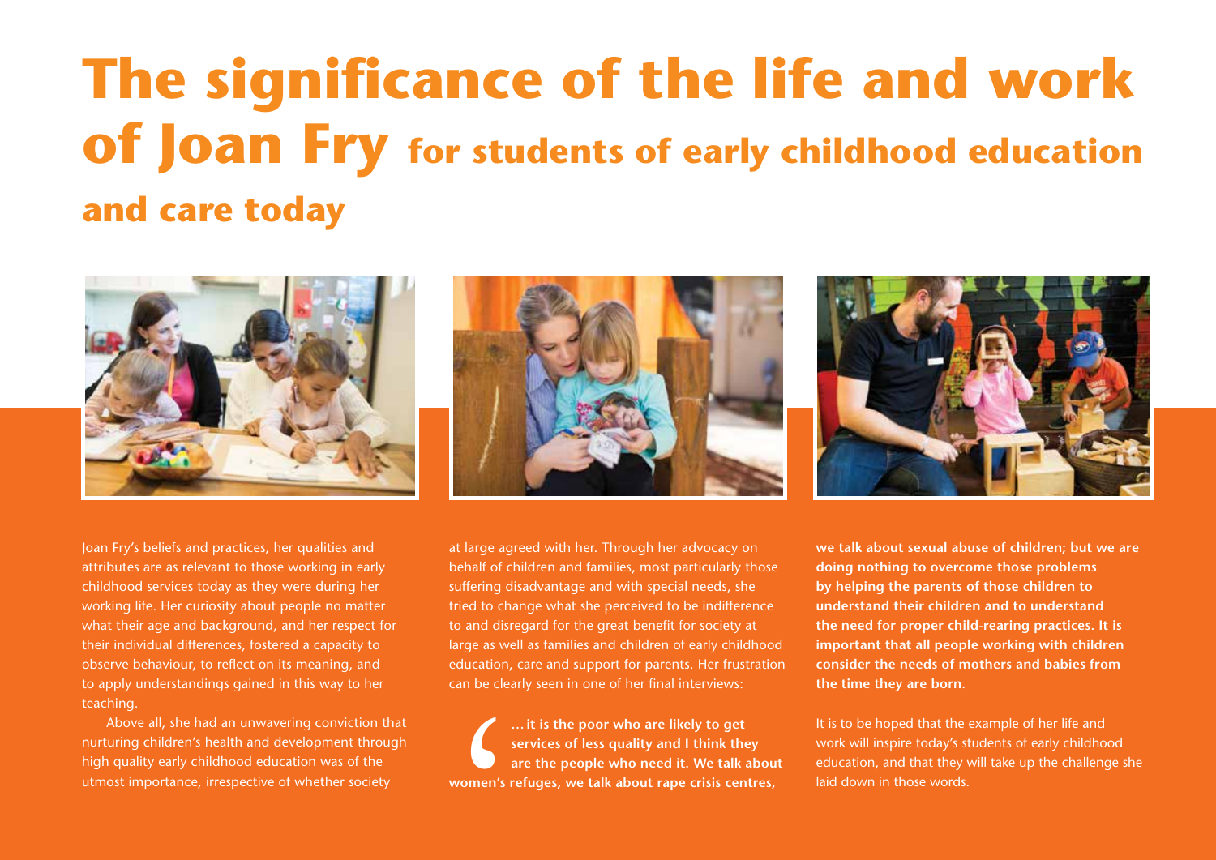# The significance of the life and work of Joan Fry for students of early childhood education and care today

Joan Fry's beliefs and practices, her qualities and attributes are as relevant to those working in early childhood services today as they were during her working life. Her curiosity about people no matter what their age and background, and her respect for their individual differences, fostered a capacity to observe behaviour, to reflect on its meaning, and to apply understandings gained in this way to her teaching.

Above all, she had an unwavering conviction that nurturing children's health and development through high quality early childhood education was of the utmost importance, irrespective of whether society at large agreed with her. Through her advocacy on behalf of children and families, most particularly those suffering disadvantage and with special needs, she tried to change what she perceived to be indifference to and disregard for the great benefit for society at large as well as families and children of early childhood education, care and support for parents. Her frustration can be clearly seen in one of her final interviews:

> **…it is the poor who are likely to get services of less quality and I think they are the people who need it. We talk about women's refuges, we talk about rape crisis centres, we talk about sexual abuse of children; but we are doing nothing to overcome those problems by helping the parents of those children to understand their children and to understand the need for proper child-rearing practices. It is important that all people working with children consider the needs of mothers and babies from the time they are born.**

It is to be hoped that the example of her life and work will inspire today's students of early childhood education, and that they will take up the challenge she laid down in those words.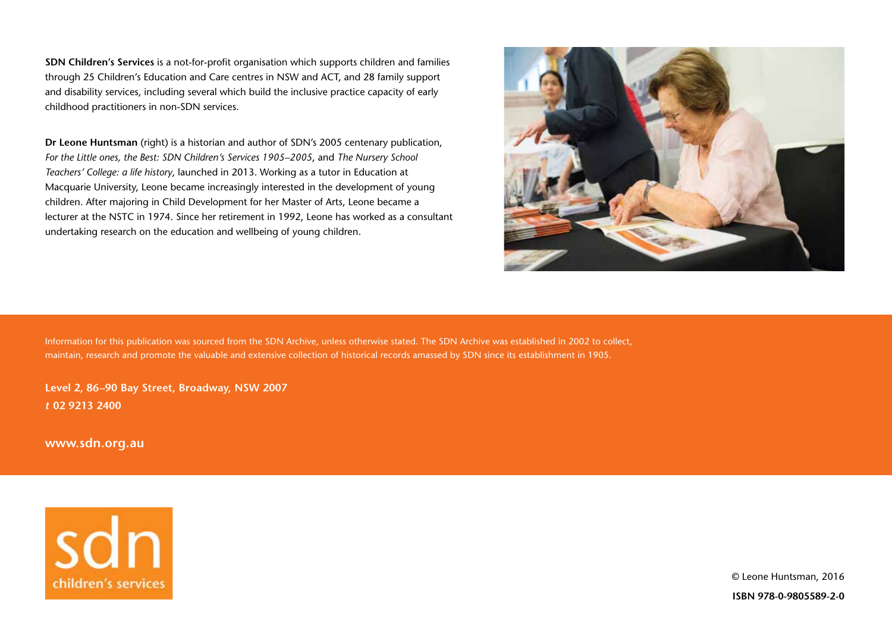**SDN Children's Services** is a not-for-profit organisation which supports children and families through 25 Children's Education and Care centres in NSW and ACT, and 28 family support and disability services, including several which build the inclusive practice capacity of early childhood practitioners in non-SDN services.

**Dr Leone Huntsman** (right) is a historian and author of SDN's 2005 centenary publication, *For the Little ones, the Best: SDN Children's Services 1905–2005*, and *The Nursery School Teachers' College: a life history*, launched in 2013. Working as a tutor in Education at Macquarie University, Leone became increasingly interested in the development of young children. After majoring in Child Development for her Master of Arts, Leone became a lecturer at the NSTC in 1974. Since her retirement in 1992, Leone has worked as a consultant undertaking research on the education and wellbeing of young children.

Information for this publication was sourced from the SDN Archive, unless otherwise stated. The SDN Archive was established in 2002 to collect, maintain, research and promote the valuable and extensive collection of historical records amassed by SDN since its establishment in 1905.

**Level 2, 86–90 Bay Street, Broadway, NSW 2007**
***t*** **02 9213 2400**

**www.sdn.org.au**

sdn
children's services

© Leone Huntsman, 2016

**ISBN 978-0-9805589-2-0**